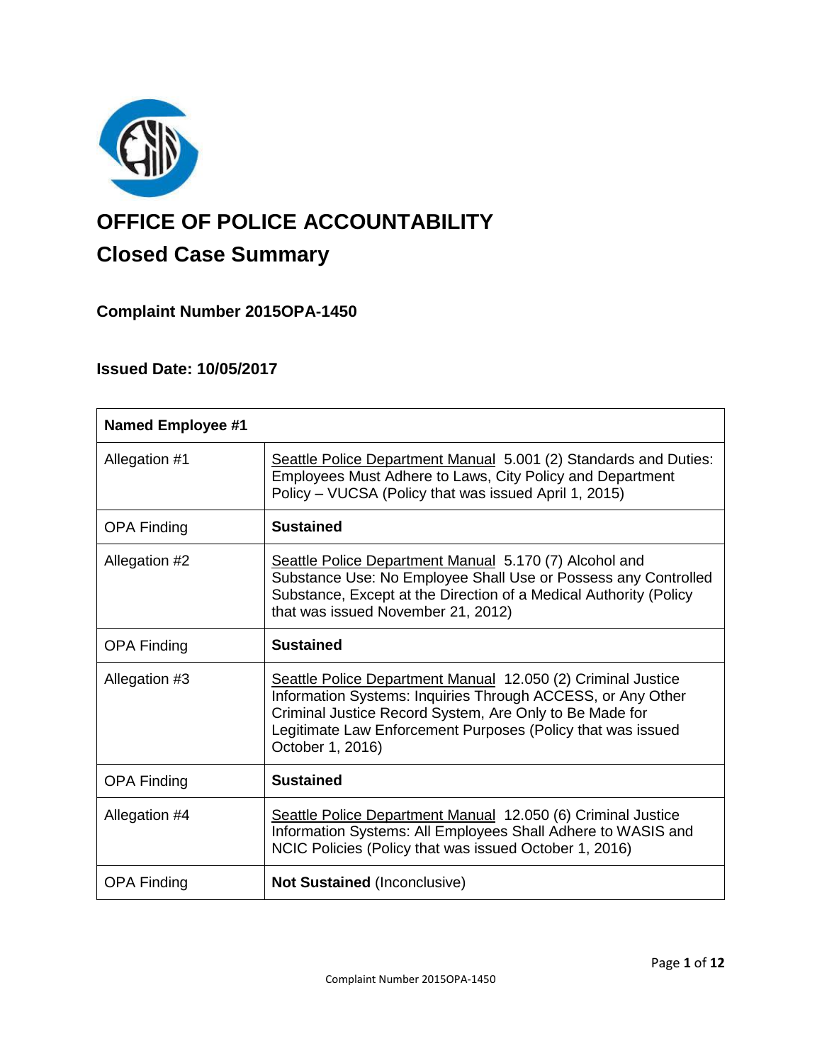# OFFICE OF POLICE ACCOUNTABILITY

## Closed Case Summary

### Complaint Number 2015OPA-1450

### Issued Date: 10/05/2017

| **Named Employee #1** | |
|---|---|
| Allegation #1 | Seattle Police Department Manual 5.001 (2) Standards and Duties: Employees Must Adhere to Laws, City Policy and Department Policy – VUCSA (Policy that was issued April 1, 2015) |
| OPA Finding | **Sustained** |
| Allegation #2 | Seattle Police Department Manual 5.170 (7) Alcohol and Substance Use: No Employee Shall Use or Possess any Controlled Substance, Except at the Direction of a Medical Authority (Policy that was issued November 21, 2012) |
| OPA Finding | **Sustained** |
| Allegation #3 | Seattle Police Department Manual 12.050 (2) Criminal Justice Information Systems: Inquiries Through ACCESS, or Any Other Criminal Justice Record System, Are Only to Be Made for Legitimate Law Enforcement Purposes (Policy that was issued October 1, 2016) |
| OPA Finding | **Sustained** |
| Allegation #4 | Seattle Police Department Manual 12.050 (6) Criminal Justice Information Systems: All Employees Shall Adhere to WASIS and NCIC Policies (Policy that was issued October 1, 2016) |
| OPA Finding | **Not Sustained** (Inconclusive) |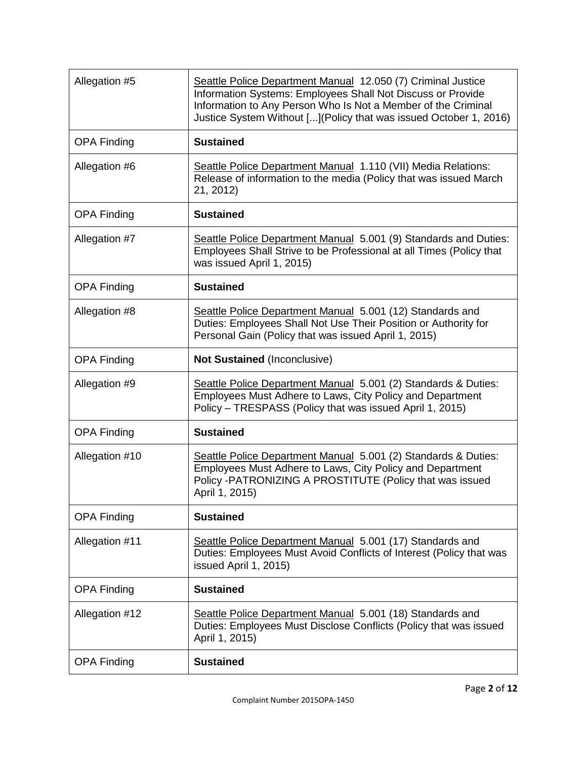| | |
|---|---|
| Allegation #5 | Seattle Police Department Manual 12.050 (7) Criminal Justice Information Systems: Employees Shall Not Discuss or Provide Information to Any Person Who Is Not a Member of the Criminal Justice System Without [...](Policy that was issued October 1, 2016) |
| OPA Finding | **Sustained** |
| Allegation #6 | Seattle Police Department Manual 1.110 (VII) Media Relations: Release of information to the media (Policy that was issued March 21, 2012) |
| OPA Finding | **Sustained** |
| Allegation #7 | Seattle Police Department Manual 5.001 (9) Standards and Duties: Employees Shall Strive to be Professional at all Times (Policy that was issued April 1, 2015) |
| OPA Finding | **Sustained** |
| Allegation #8 | Seattle Police Department Manual 5.001 (12) Standards and Duties: Employees Shall Not Use Their Position or Authority for Personal Gain (Policy that was issued April 1, 2015) |
| OPA Finding | **Not Sustained** (Inconclusive) |
| Allegation #9 | Seattle Police Department Manual 5.001 (2) Standards & Duties: Employees Must Adhere to Laws, City Policy and Department Policy – TRESPASS (Policy that was issued April 1, 2015) |
| OPA Finding | **Sustained** |
| Allegation #10 | Seattle Police Department Manual 5.001 (2) Standards & Duties: Employees Must Adhere to Laws, City Policy and Department Policy -PATRONIZING A PROSTITUTE (Policy that was issued April 1, 2015) |
| OPA Finding | **Sustained** |
| Allegation #11 | Seattle Police Department Manual 5.001 (17) Standards and Duties: Employees Must Avoid Conflicts of Interest (Policy that was issued April 1, 2015) |
| OPA Finding | **Sustained** |
| Allegation #12 | Seattle Police Department Manual 5.001 (18) Standards and Duties: Employees Must Disclose Conflicts (Policy that was issued April 1, 2015) |
| OPA Finding | **Sustained** |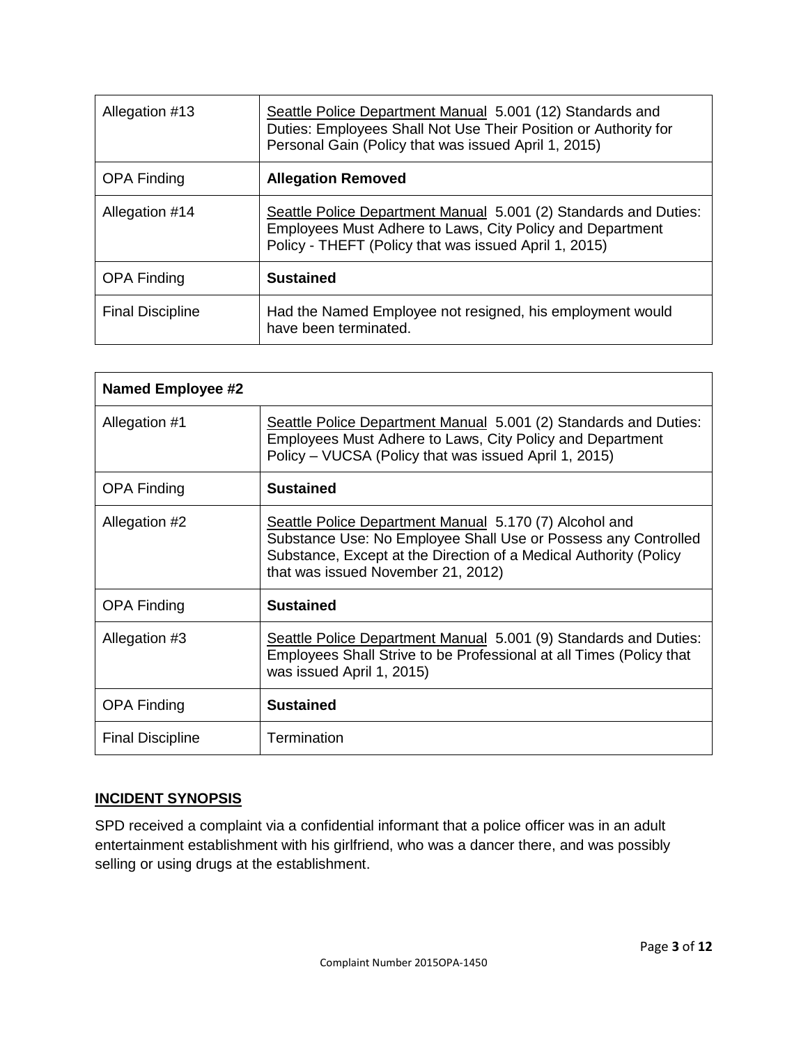| Allegation #13 | Seattle Police Department Manual 5.001 (12) Standards and Duties: Employees Shall Not Use Their Position or Authority for Personal Gain (Policy that was issued April 1, 2015) |
|---|---|
| OPA Finding | **Allegation Removed** |
| Allegation #14 | Seattle Police Department Manual 5.001 (2) Standards and Duties: Employees Must Adhere to Laws, City Policy and Department Policy - THEFT (Policy that was issued April 1, 2015) |
| OPA Finding | **Sustained** |
| Final Discipline | Had the Named Employee not resigned, his employment would have been terminated. |

| **Named Employee #2** | |
|---|---|
| Allegation #1 | Seattle Police Department Manual 5.001 (2) Standards and Duties: Employees Must Adhere to Laws, City Policy and Department Policy – VUCSA (Policy that was issued April 1, 2015) |
| OPA Finding | **Sustained** |
| Allegation #2 | Seattle Police Department Manual 5.170 (7) Alcohol and Substance Use: No Employee Shall Use or Possess any Controlled Substance, Except at the Direction of a Medical Authority (Policy that was issued November 21, 2012) |
| OPA Finding | **Sustained** |
| Allegation #3 | Seattle Police Department Manual 5.001 (9) Standards and Duties: Employees Shall Strive to be Professional at all Times (Policy that was issued April 1, 2015) |
| OPA Finding | **Sustained** |
| Final Discipline | Termination |

## INCIDENT SYNOPSIS

SPD received a complaint via a confidential informant that a police officer was in an adult entertainment establishment with his girlfriend, who was a dancer there, and was possibly selling or using drugs at the establishment.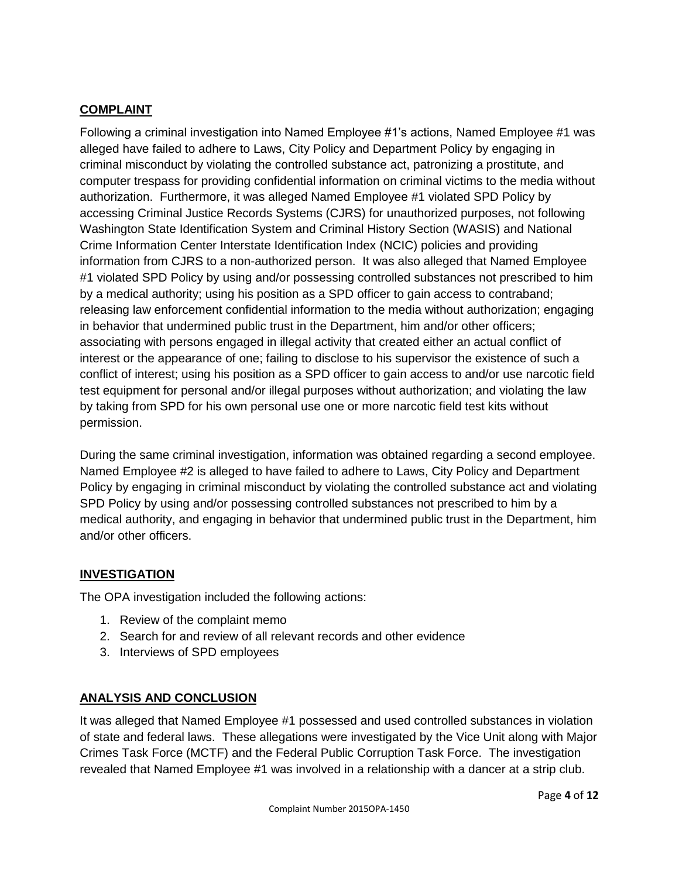## COMPLAINT

Following a criminal investigation into Named Employee #1's actions, Named Employee #1 was alleged have failed to adhere to Laws, City Policy and Department Policy by engaging in criminal misconduct by violating the controlled substance act, patronizing a prostitute, and computer trespass for providing confidential information on criminal victims to the media without authorization. Furthermore, it was alleged Named Employee #1 violated SPD Policy by accessing Criminal Justice Records Systems (CJRS) for unauthorized purposes, not following Washington State Identification System and Criminal History Section (WASIS) and National Crime Information Center Interstate Identification Index (NCIC) policies and providing information from CJRS to a non-authorized person. It was also alleged that Named Employee #1 violated SPD Policy by using and/or possessing controlled substances not prescribed to him by a medical authority; using his position as a SPD officer to gain access to contraband; releasing law enforcement confidential information to the media without authorization; engaging in behavior that undermined public trust in the Department, him and/or other officers; associating with persons engaged in illegal activity that created either an actual conflict of interest or the appearance of one; failing to disclose to his supervisor the existence of such a conflict of interest; using his position as a SPD officer to gain access to and/or use narcotic field test equipment for personal and/or illegal purposes without authorization; and violating the law by taking from SPD for his own personal use one or more narcotic field test kits without permission.

During the same criminal investigation, information was obtained regarding a second employee. Named Employee #2 is alleged to have failed to adhere to Laws, City Policy and Department Policy by engaging in criminal misconduct by violating the controlled substance act and violating SPD Policy by using and/or possessing controlled substances not prescribed to him by a medical authority, and engaging in behavior that undermined public trust in the Department, him and/or other officers.

## INVESTIGATION

The OPA investigation included the following actions:

1. Review of the complaint memo
2. Search for and review of all relevant records and other evidence
3. Interviews of SPD employees

## ANALYSIS AND CONCLUSION

It was alleged that Named Employee #1 possessed and used controlled substances in violation of state and federal laws. These allegations were investigated by the Vice Unit along with Major Crimes Task Force (MCTF) and the Federal Public Corruption Task Force. The investigation revealed that Named Employee #1 was involved in a relationship with a dancer at a strip club.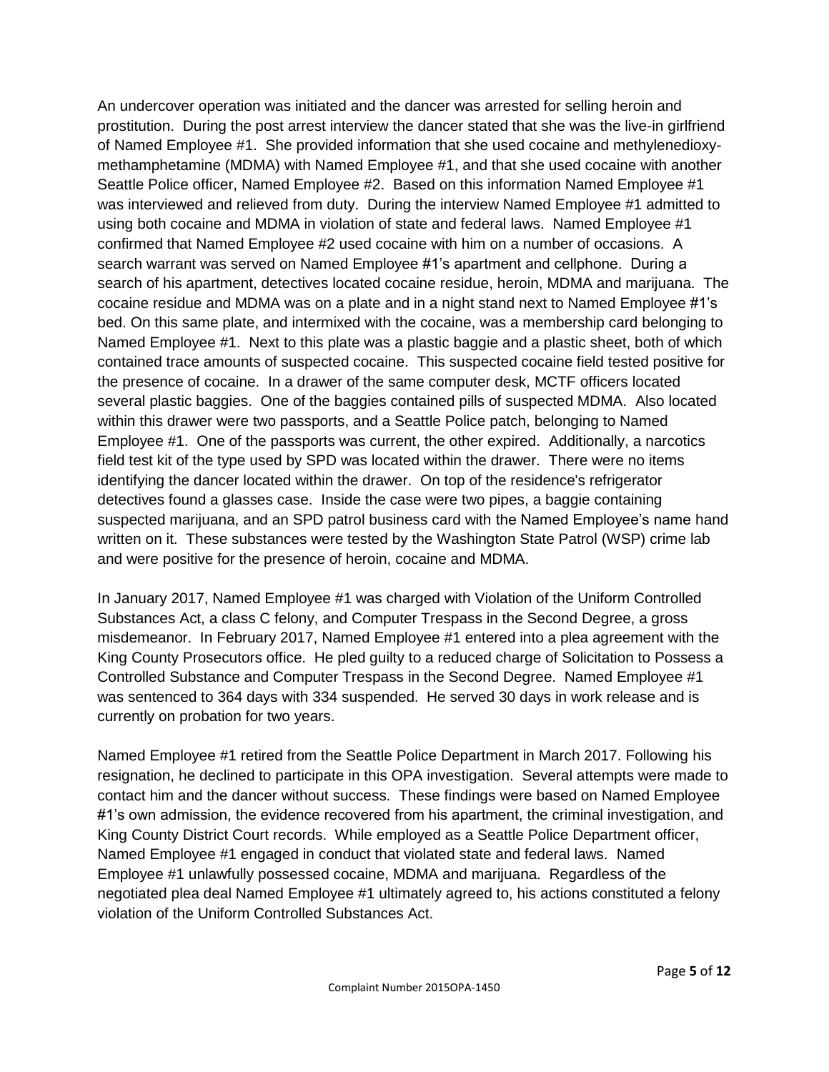An undercover operation was initiated and the dancer was arrested for selling heroin and prostitution. During the post arrest interview the dancer stated that she was the live-in girlfriend of Named Employee #1. She provided information that she used cocaine and methylenedioxy-methamphetamine (MDMA) with Named Employee #1, and that she used cocaine with another Seattle Police officer, Named Employee #2. Based on this information Named Employee #1 was interviewed and relieved from duty. During the interview Named Employee #1 admitted to using both cocaine and MDMA in violation of state and federal laws. Named Employee #1 confirmed that Named Employee #2 used cocaine with him on a number of occasions. A search warrant was served on Named Employee #1's apartment and cellphone. During a search of his apartment, detectives located cocaine residue, heroin, MDMA and marijuana. The cocaine residue and MDMA was on a plate and in a night stand next to Named Employee #1's bed. On this same plate, and intermixed with the cocaine, was a membership card belonging to Named Employee #1. Next to this plate was a plastic baggie and a plastic sheet, both of which contained trace amounts of suspected cocaine. This suspected cocaine field tested positive for the presence of cocaine. In a drawer of the same computer desk, MCTF officers located several plastic baggies. One of the baggies contained pills of suspected MDMA. Also located within this drawer were two passports, and a Seattle Police patch, belonging to Named Employee #1. One of the passports was current, the other expired. Additionally, a narcotics field test kit of the type used by SPD was located within the drawer. There were no items identifying the dancer located within the drawer. On top of the residence's refrigerator detectives found a glasses case. Inside the case were two pipes, a baggie containing suspected marijuana, and an SPD patrol business card with the Named Employee's name hand written on it. These substances were tested by the Washington State Patrol (WSP) crime lab and were positive for the presence of heroin, cocaine and MDMA.

In January 2017, Named Employee #1 was charged with Violation of the Uniform Controlled Substances Act, a class C felony, and Computer Trespass in the Second Degree, a gross misdemeanor. In February 2017, Named Employee #1 entered into a plea agreement with the King County Prosecutors office. He pled guilty to a reduced charge of Solicitation to Possess a Controlled Substance and Computer Trespass in the Second Degree. Named Employee #1 was sentenced to 364 days with 334 suspended. He served 30 days in work release and is currently on probation for two years.

Named Employee #1 retired from the Seattle Police Department in March 2017. Following his resignation, he declined to participate in this OPA investigation. Several attempts were made to contact him and the dancer without success. These findings were based on Named Employee #1's own admission, the evidence recovered from his apartment, the criminal investigation, and King County District Court records. While employed as a Seattle Police Department officer, Named Employee #1 engaged in conduct that violated state and federal laws. Named Employee #1 unlawfully possessed cocaine, MDMA and marijuana. Regardless of the negotiated plea deal Named Employee #1 ultimately agreed to, his actions constituted a felony violation of the Uniform Controlled Substances Act.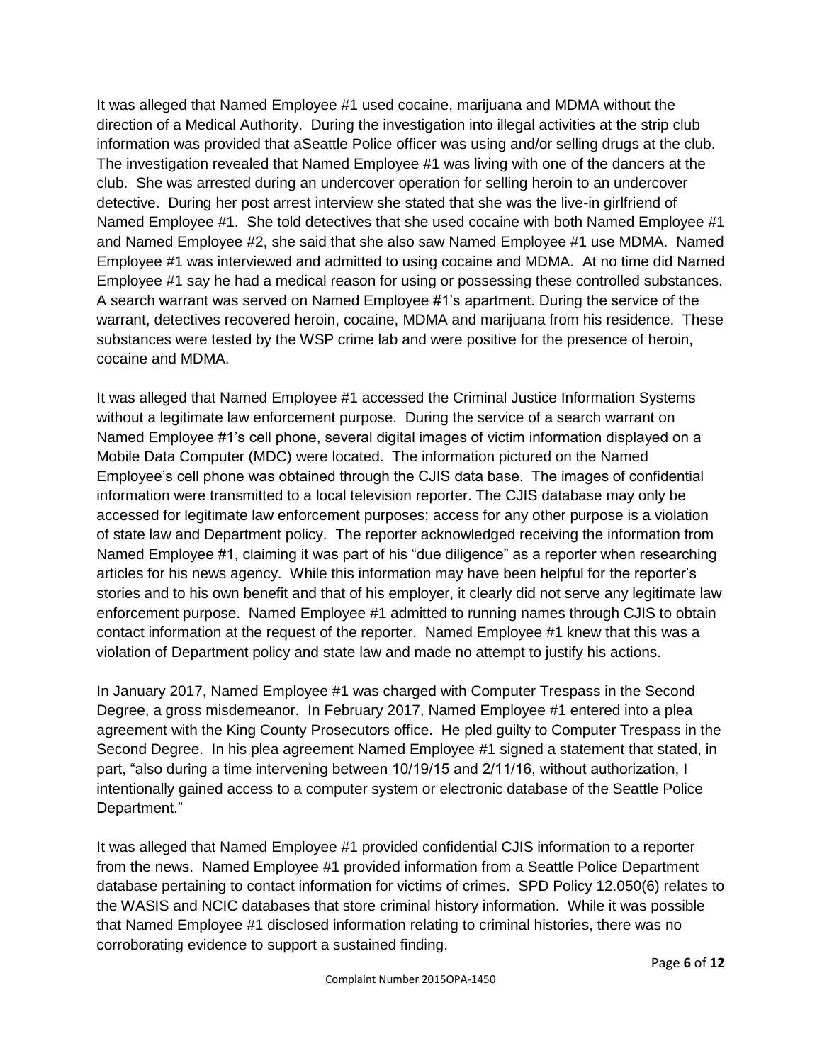It was alleged that Named Employee #1 used cocaine, marijuana and MDMA without the direction of a Medical Authority. During the investigation into illegal activities at the strip club information was provided that aSeattle Police officer was using and/or selling drugs at the club. The investigation revealed that Named Employee #1 was living with one of the dancers at the club. She was arrested during an undercover operation for selling heroin to an undercover detective. During her post arrest interview she stated that she was the live-in girlfriend of Named Employee #1. She told detectives that she used cocaine with both Named Employee #1 and Named Employee #2, she said that she also saw Named Employee #1 use MDMA. Named Employee #1 was interviewed and admitted to using cocaine and MDMA. At no time did Named Employee #1 say he had a medical reason for using or possessing these controlled substances. A search warrant was served on Named Employee #1's apartment. During the service of the warrant, detectives recovered heroin, cocaine, MDMA and marijuana from his residence. These substances were tested by the WSP crime lab and were positive for the presence of heroin, cocaine and MDMA.

It was alleged that Named Employee #1 accessed the Criminal Justice Information Systems without a legitimate law enforcement purpose. During the service of a search warrant on Named Employee #1's cell phone, several digital images of victim information displayed on a Mobile Data Computer (MDC) were located. The information pictured on the Named Employee's cell phone was obtained through the CJIS data base. The images of confidential information were transmitted to a local television reporter. The CJIS database may only be accessed for legitimate law enforcement purposes; access for any other purpose is a violation of state law and Department policy. The reporter acknowledged receiving the information from Named Employee #1, claiming it was part of his "due diligence" as a reporter when researching articles for his news agency. While this information may have been helpful for the reporter's stories and to his own benefit and that of his employer, it clearly did not serve any legitimate law enforcement purpose. Named Employee #1 admitted to running names through CJIS to obtain contact information at the request of the reporter. Named Employee #1 knew that this was a violation of Department policy and state law and made no attempt to justify his actions.

In January 2017, Named Employee #1 was charged with Computer Trespass in the Second Degree, a gross misdemeanor. In February 2017, Named Employee #1 entered into a plea agreement with the King County Prosecutors office. He pled guilty to Computer Trespass in the Second Degree. In his plea agreement Named Employee #1 signed a statement that stated, in part, "also during a time intervening between 10/19/15 and 2/11/16, without authorization, I intentionally gained access to a computer system or electronic database of the Seattle Police Department."

It was alleged that Named Employee #1 provided confidential CJIS information to a reporter from the news. Named Employee #1 provided information from a Seattle Police Department database pertaining to contact information for victims of crimes. SPD Policy 12.050(6) relates to the WASIS and NCIC databases that store criminal history information. While it was possible that Named Employee #1 disclosed information relating to criminal histories, there was no corroborating evidence to support a sustained finding.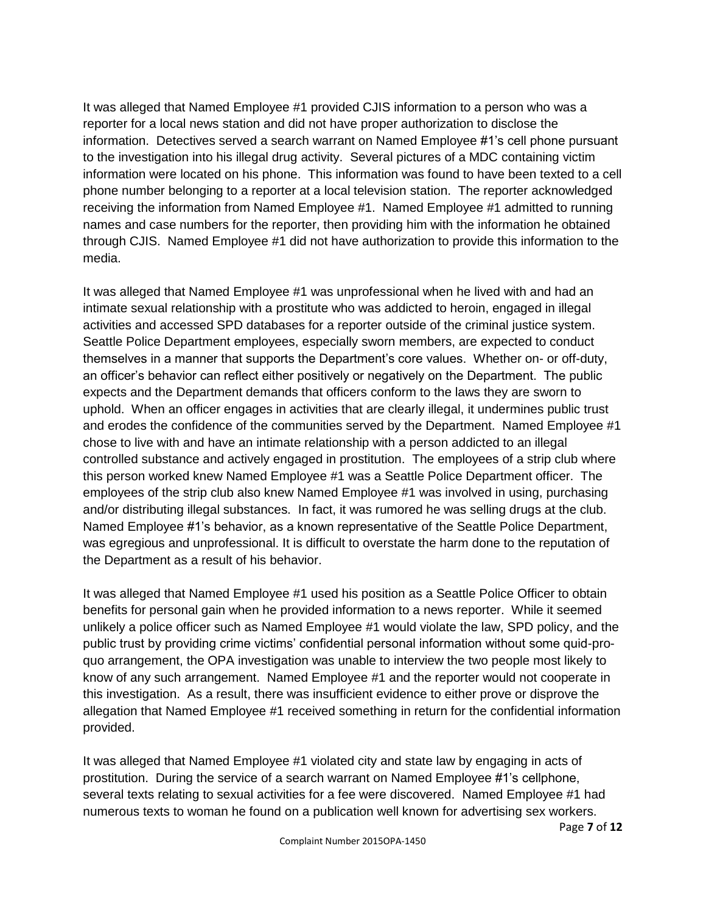It was alleged that Named Employee #1 provided CJIS information to a person who was a reporter for a local news station and did not have proper authorization to disclose the information. Detectives served a search warrant on Named Employee #1's cell phone pursuant to the investigation into his illegal drug activity. Several pictures of a MDC containing victim information were located on his phone. This information was found to have been texted to a cell phone number belonging to a reporter at a local television station. The reporter acknowledged receiving the information from Named Employee #1. Named Employee #1 admitted to running names and case numbers for the reporter, then providing him with the information he obtained through CJIS. Named Employee #1 did not have authorization to provide this information to the media.

It was alleged that Named Employee #1 was unprofessional when he lived with and had an intimate sexual relationship with a prostitute who was addicted to heroin, engaged in illegal activities and accessed SPD databases for a reporter outside of the criminal justice system. Seattle Police Department employees, especially sworn members, are expected to conduct themselves in a manner that supports the Department's core values. Whether on- or off-duty, an officer's behavior can reflect either positively or negatively on the Department. The public expects and the Department demands that officers conform to the laws they are sworn to uphold. When an officer engages in activities that are clearly illegal, it undermines public trust and erodes the confidence of the communities served by the Department. Named Employee #1 chose to live with and have an intimate relationship with a person addicted to an illegal controlled substance and actively engaged in prostitution. The employees of a strip club where this person worked knew Named Employee #1 was a Seattle Police Department officer. The employees of the strip club also knew Named Employee #1 was involved in using, purchasing and/or distributing illegal substances. In fact, it was rumored he was selling drugs at the club. Named Employee #1's behavior, as a known representative of the Seattle Police Department, was egregious and unprofessional. It is difficult to overstate the harm done to the reputation of the Department as a result of his behavior.

It was alleged that Named Employee #1 used his position as a Seattle Police Officer to obtain benefits for personal gain when he provided information to a news reporter. While it seemed unlikely a police officer such as Named Employee #1 would violate the law, SPD policy, and the public trust by providing crime victims' confidential personal information without some quid-pro-quo arrangement, the OPA investigation was unable to interview the two people most likely to know of any such arrangement. Named Employee #1 and the reporter would not cooperate in this investigation. As a result, there was insufficient evidence to either prove or disprove the allegation that Named Employee #1 received something in return for the confidential information provided.

It was alleged that Named Employee #1 violated city and state law by engaging in acts of prostitution. During the service of a search warrant on Named Employee #1's cellphone, several texts relating to sexual activities for a fee were discovered. Named Employee #1 had numerous texts to woman he found on a publication well known for advertising sex workers.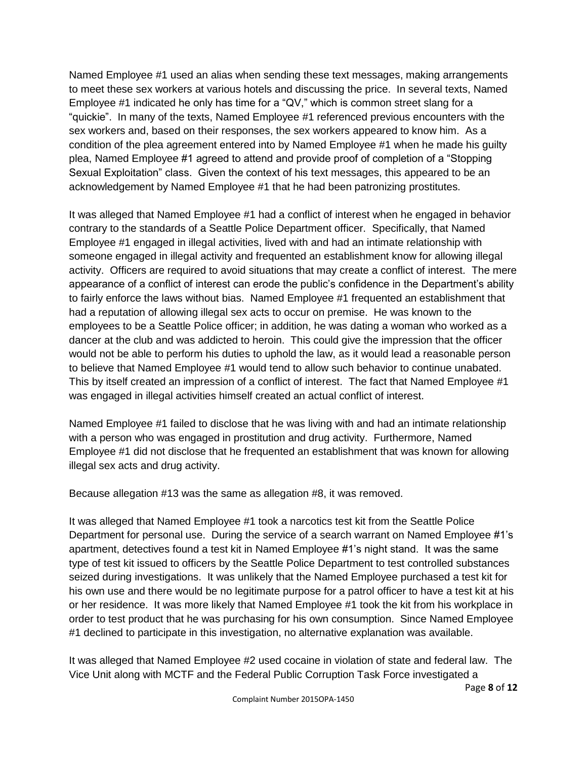Named Employee #1 used an alias when sending these text messages, making arrangements to meet these sex workers at various hotels and discussing the price. In several texts, Named Employee #1 indicated he only has time for a "QV," which is common street slang for a "quickie". In many of the texts, Named Employee #1 referenced previous encounters with the sex workers and, based on their responses, the sex workers appeared to know him. As a condition of the plea agreement entered into by Named Employee #1 when he made his guilty plea, Named Employee #1 agreed to attend and provide proof of completion of a "Stopping Sexual Exploitation" class. Given the context of his text messages, this appeared to be an acknowledgement by Named Employee #1 that he had been patronizing prostitutes.

It was alleged that Named Employee #1 had a conflict of interest when he engaged in behavior contrary to the standards of a Seattle Police Department officer. Specifically, that Named Employee #1 engaged in illegal activities, lived with and had an intimate relationship with someone engaged in illegal activity and frequented an establishment know for allowing illegal activity. Officers are required to avoid situations that may create a conflict of interest. The mere appearance of a conflict of interest can erode the public's confidence in the Department's ability to fairly enforce the laws without bias. Named Employee #1 frequented an establishment that had a reputation of allowing illegal sex acts to occur on premise. He was known to the employees to be a Seattle Police officer; in addition, he was dating a woman who worked as a dancer at the club and was addicted to heroin. This could give the impression that the officer would not be able to perform his duties to uphold the law, as it would lead a reasonable person to believe that Named Employee #1 would tend to allow such behavior to continue unabated. This by itself created an impression of a conflict of interest. The fact that Named Employee #1 was engaged in illegal activities himself created an actual conflict of interest.

Named Employee #1 failed to disclose that he was living with and had an intimate relationship with a person who was engaged in prostitution and drug activity. Furthermore, Named Employee #1 did not disclose that he frequented an establishment that was known for allowing illegal sex acts and drug activity.

Because allegation #13 was the same as allegation #8, it was removed.

It was alleged that Named Employee #1 took a narcotics test kit from the Seattle Police Department for personal use. During the service of a search warrant on Named Employee #1's apartment, detectives found a test kit in Named Employee #1's night stand. It was the same type of test kit issued to officers by the Seattle Police Department to test controlled substances seized during investigations. It was unlikely that the Named Employee purchased a test kit for his own use and there would be no legitimate purpose for a patrol officer to have a test kit at his or her residence. It was more likely that Named Employee #1 took the kit from his workplace in order to test product that he was purchasing for his own consumption. Since Named Employee #1 declined to participate in this investigation, no alternative explanation was available.

It was alleged that Named Employee #2 used cocaine in violation of state and federal law. The Vice Unit along with MCTF and the Federal Public Corruption Task Force investigated a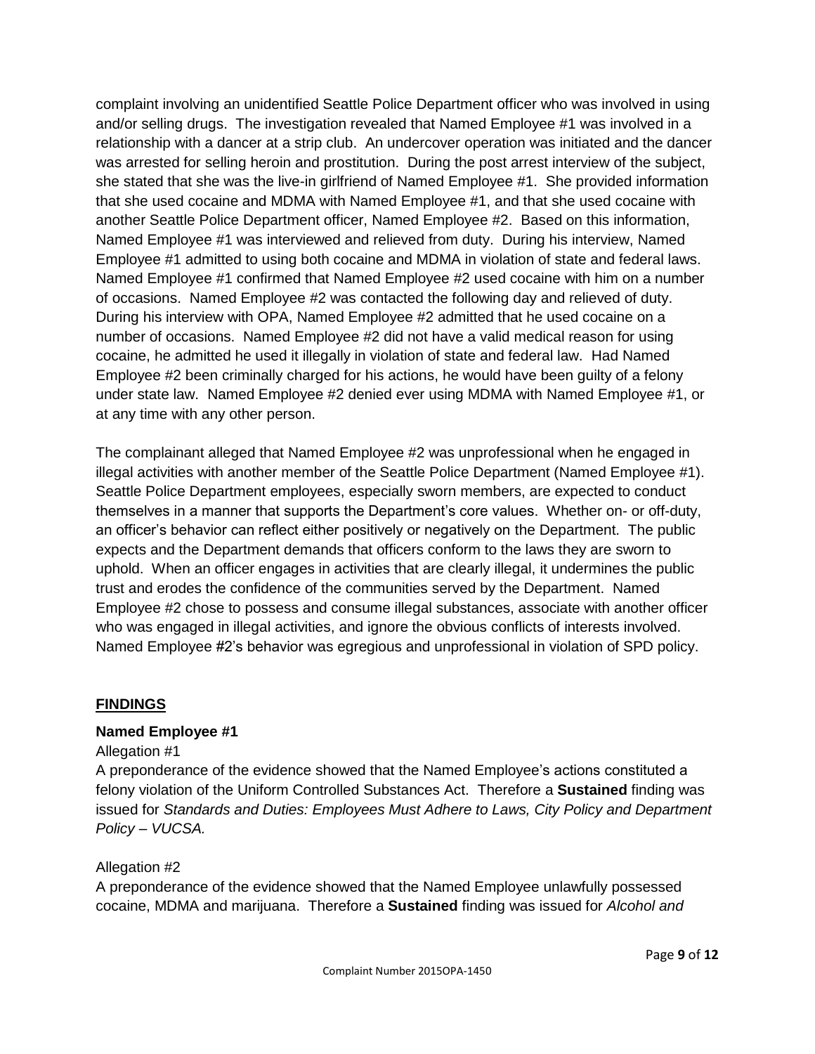complaint involving an unidentified Seattle Police Department officer who was involved in using and/or selling drugs. The investigation revealed that Named Employee #1 was involved in a relationship with a dancer at a strip club. An undercover operation was initiated and the dancer was arrested for selling heroin and prostitution. During the post arrest interview of the subject, she stated that she was the live-in girlfriend of Named Employee #1. She provided information that she used cocaine and MDMA with Named Employee #1, and that she used cocaine with another Seattle Police Department officer, Named Employee #2. Based on this information, Named Employee #1 was interviewed and relieved from duty. During his interview, Named Employee #1 admitted to using both cocaine and MDMA in violation of state and federal laws. Named Employee #1 confirmed that Named Employee #2 used cocaine with him on a number of occasions. Named Employee #2 was contacted the following day and relieved of duty. During his interview with OPA, Named Employee #2 admitted that he used cocaine on a number of occasions. Named Employee #2 did not have a valid medical reason for using cocaine, he admitted he used it illegally in violation of state and federal law. Had Named Employee #2 been criminally charged for his actions, he would have been guilty of a felony under state law. Named Employee #2 denied ever using MDMA with Named Employee #1, or at any time with any other person.

The complainant alleged that Named Employee #2 was unprofessional when he engaged in illegal activities with another member of the Seattle Police Department (Named Employee #1). Seattle Police Department employees, especially sworn members, are expected to conduct themselves in a manner that supports the Department's core values. Whether on- or off-duty, an officer's behavior can reflect either positively or negatively on the Department. The public expects and the Department demands that officers conform to the laws they are sworn to uphold. When an officer engages in activities that are clearly illegal, it undermines the public trust and erodes the confidence of the communities served by the Department. Named Employee #2 chose to possess and consume illegal substances, associate with another officer who was engaged in illegal activities, and ignore the obvious conflicts of interests involved. Named Employee #2's behavior was egregious and unprofessional in violation of SPD policy.

## FINDINGS

**Named Employee #1**

Allegation #1

A preponderance of the evidence showed that the Named Employee's actions constituted a felony violation of the Uniform Controlled Substances Act. Therefore a **Sustained** finding was issued for *Standards and Duties: Employees Must Adhere to Laws, City Policy and Department Policy – VUCSA.*

Allegation #2

A preponderance of the evidence showed that the Named Employee unlawfully possessed cocaine, MDMA and marijuana. Therefore a **Sustained** finding was issued for *Alcohol and*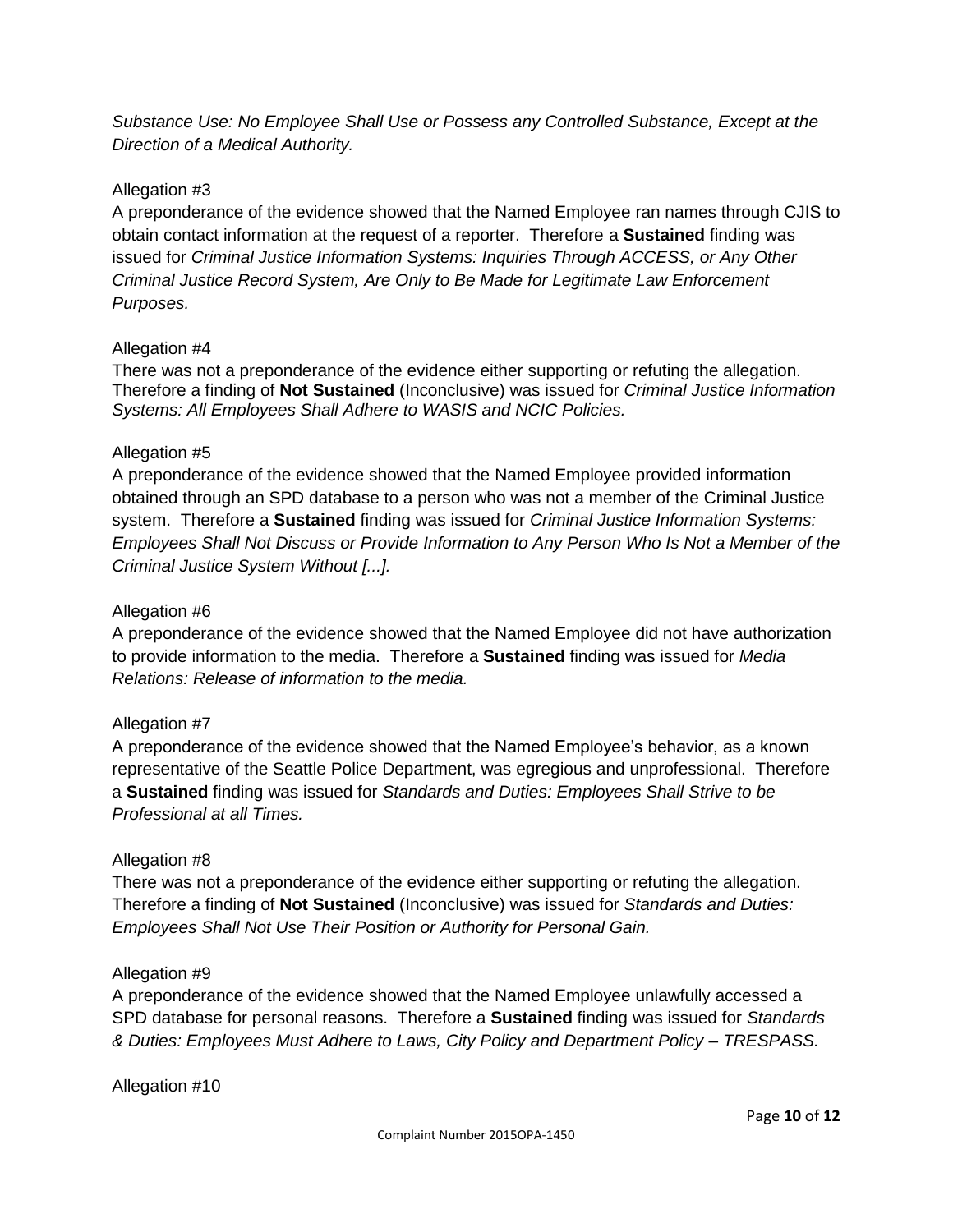*Substance Use: No Employee Shall Use or Possess any Controlled Substance, Except at the Direction of a Medical Authority.*

Allegation #3

A preponderance of the evidence showed that the Named Employee ran names through CJIS to obtain contact information at the request of a reporter. Therefore a **Sustained** finding was issued for *Criminal Justice Information Systems: Inquiries Through ACCESS, or Any Other Criminal Justice Record System, Are Only to Be Made for Legitimate Law Enforcement Purposes.*

Allegation #4

There was not a preponderance of the evidence either supporting or refuting the allegation. Therefore a finding of **Not Sustained** (Inconclusive) was issued for *Criminal Justice Information Systems: All Employees Shall Adhere to WASIS and NCIC Policies.*

Allegation #5

A preponderance of the evidence showed that the Named Employee provided information obtained through an SPD database to a person who was not a member of the Criminal Justice system. Therefore a **Sustained** finding was issued for *Criminal Justice Information Systems: Employees Shall Not Discuss or Provide Information to Any Person Who Is Not a Member of the Criminal Justice System Without [...].*

Allegation #6

A preponderance of the evidence showed that the Named Employee did not have authorization to provide information to the media. Therefore a **Sustained** finding was issued for *Media Relations: Release of information to the media.*

Allegation #7

A preponderance of the evidence showed that the Named Employee's behavior, as a known representative of the Seattle Police Department, was egregious and unprofessional. Therefore a **Sustained** finding was issued for *Standards and Duties: Employees Shall Strive to be Professional at all Times.*

Allegation #8

There was not a preponderance of the evidence either supporting or refuting the allegation. Therefore a finding of **Not Sustained** (Inconclusive) was issued for *Standards and Duties: Employees Shall Not Use Their Position or Authority for Personal Gain.*

Allegation #9

A preponderance of the evidence showed that the Named Employee unlawfully accessed a SPD database for personal reasons. Therefore a **Sustained** finding was issued for *Standards & Duties: Employees Must Adhere to Laws, City Policy and Department Policy – TRESPASS.*

Allegation #10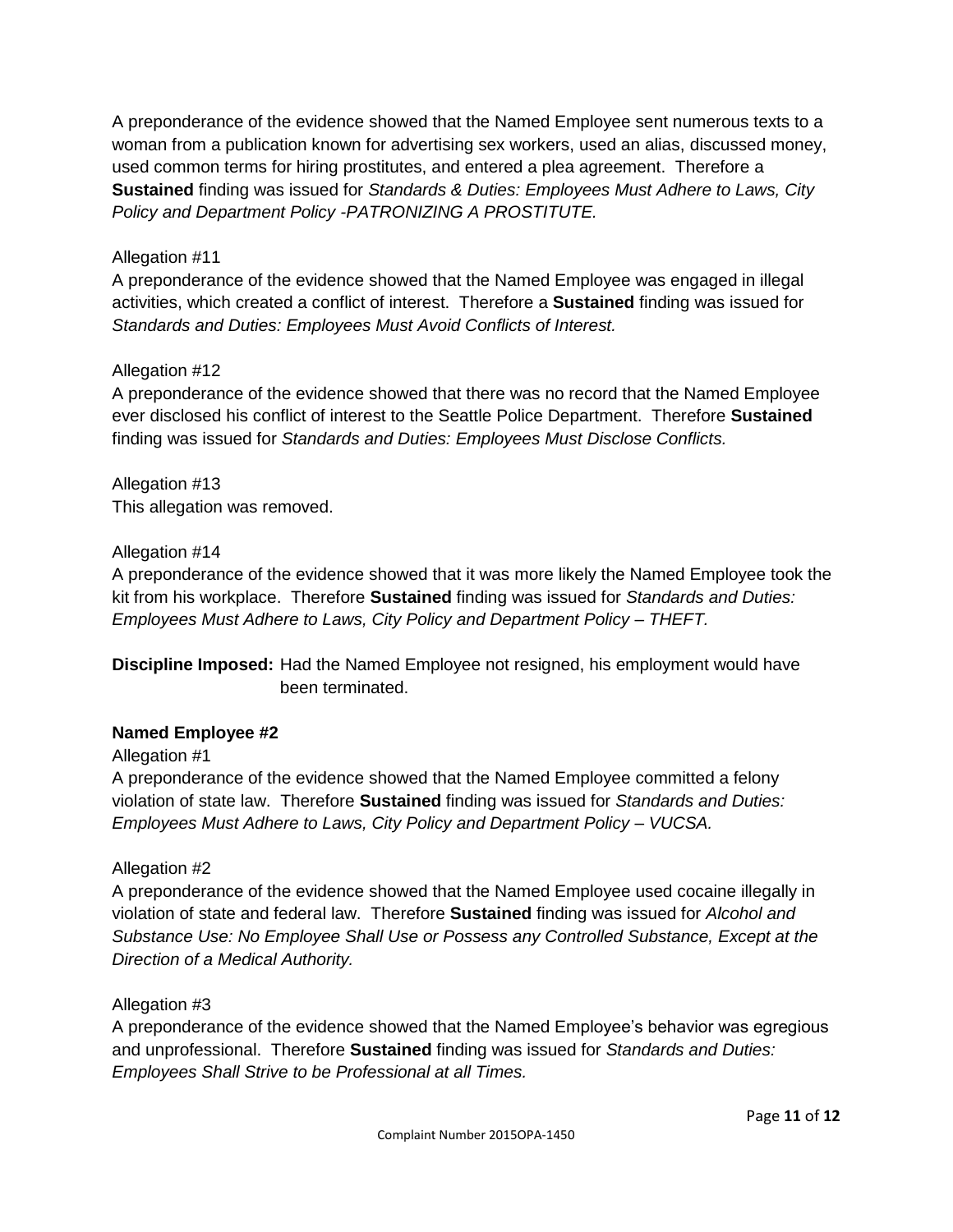A preponderance of the evidence showed that the Named Employee sent numerous texts to a woman from a publication known for advertising sex workers, used an alias, discussed money, used common terms for hiring prostitutes, and entered a plea agreement. Therefore a **Sustained** finding was issued for *Standards & Duties: Employees Must Adhere to Laws, City Policy and Department Policy -PATRONIZING A PROSTITUTE.*

Allegation #11
A preponderance of the evidence showed that the Named Employee was engaged in illegal activities, which created a conflict of interest. Therefore a **Sustained** finding was issued for *Standards and Duties: Employees Must Avoid Conflicts of Interest.*

Allegation #12
A preponderance of the evidence showed that there was no record that the Named Employee ever disclosed his conflict of interest to the Seattle Police Department. Therefore **Sustained** finding was issued for *Standards and Duties: Employees Must Disclose Conflicts.*

Allegation #13
This allegation was removed.

Allegation #14
A preponderance of the evidence showed that it was more likely the Named Employee took the kit from his workplace. Therefore **Sustained** finding was issued for *Standards and Duties: Employees Must Adhere to Laws, City Policy and Department Policy – THEFT.*

**Discipline Imposed:** Had the Named Employee not resigned, his employment would have been terminated.

**Named Employee #2**

Allegation #1
A preponderance of the evidence showed that the Named Employee committed a felony violation of state law. Therefore **Sustained** finding was issued for *Standards and Duties: Employees Must Adhere to Laws, City Policy and Department Policy – VUCSA.*

Allegation #2
A preponderance of the evidence showed that the Named Employee used cocaine illegally in violation of state and federal law. Therefore **Sustained** finding was issued for *Alcohol and Substance Use: No Employee Shall Use or Possess any Controlled Substance, Except at the Direction of a Medical Authority.*

Allegation #3
A preponderance of the evidence showed that the Named Employee's behavior was egregious and unprofessional. Therefore **Sustained** finding was issued for *Standards and Duties: Employees Shall Strive to be Professional at all Times.*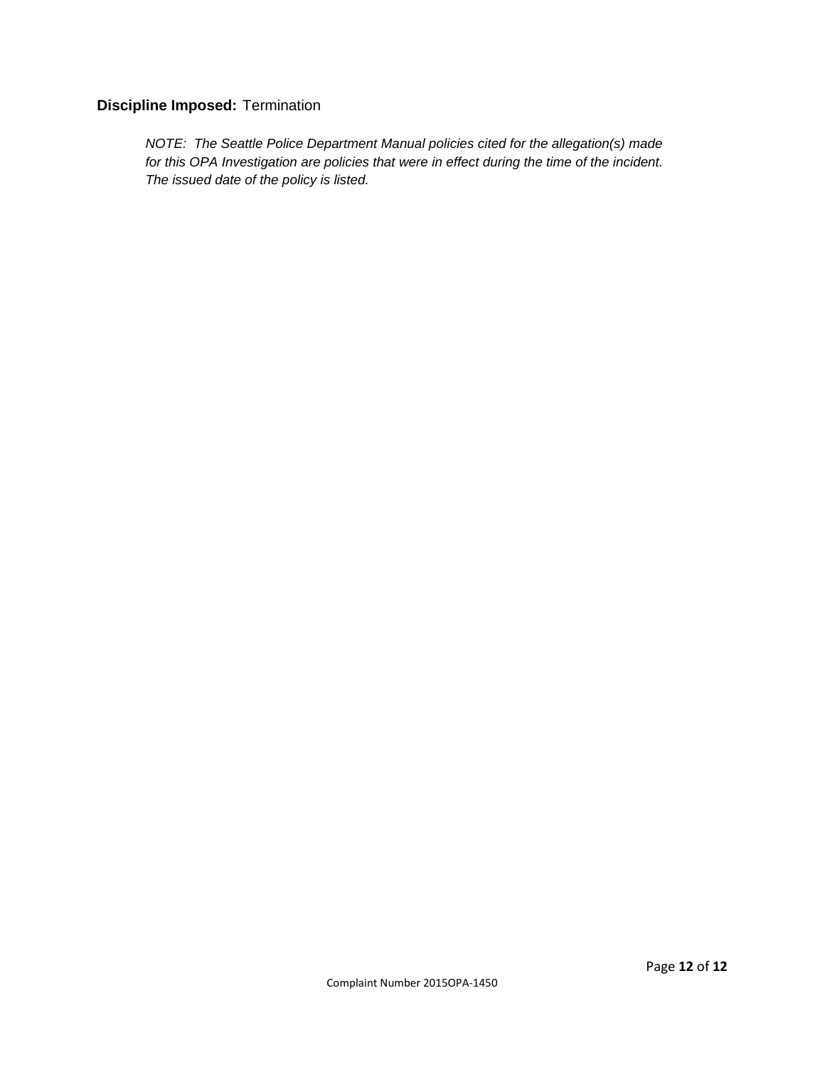**Discipline Imposed:** Termination

*NOTE: The Seattle Police Department Manual policies cited for the allegation(s) made for this OPA Investigation are policies that were in effect during the time of the incident. The issued date of the policy is listed.*